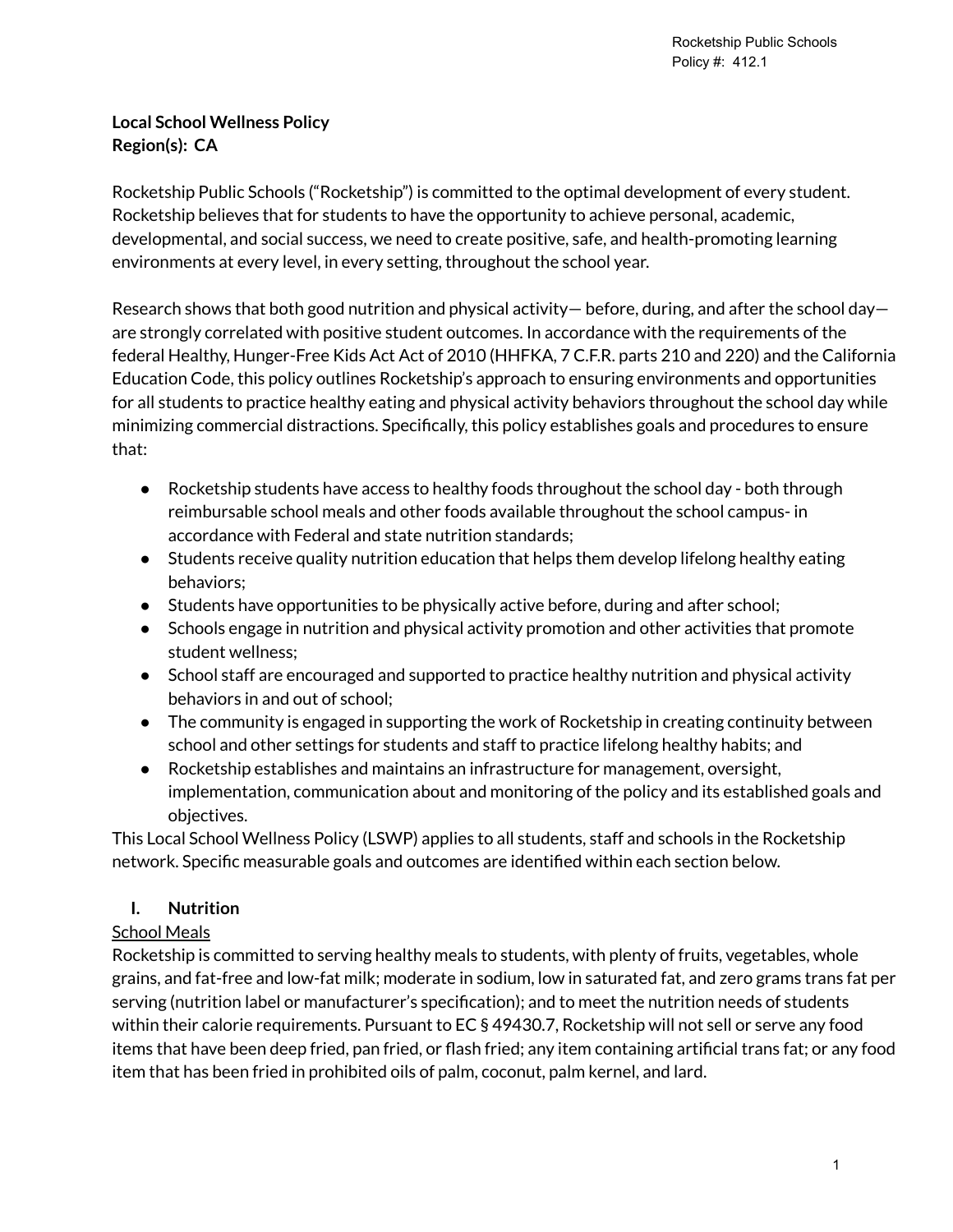**Local School Wellness Policy**
**Region(s): CA**

Rocketship Public Schools ("Rocketship") is committed to the optimal development of every student. Rocketship believes that for students to have the opportunity to achieve personal, academic, developmental, and social success, we need to create positive, safe, and health-promoting learning environments at every level, in every setting, throughout the school year.

Research shows that both good nutrition and physical activity— before, during, and after the school day— are strongly correlated with positive student outcomes. In accordance with the requirements of the federal Healthy, Hunger-Free Kids Act Act of 2010 (HHFKA, 7 C.F.R. parts 210 and 220) and the California Education Code, this policy outlines Rocketship's approach to ensuring environments and opportunities for all students to practice healthy eating and physical activity behaviors throughout the school day while minimizing commercial distractions. Specifically, this policy establishes goals and procedures to ensure that:

- Rocketship students have access to healthy foods throughout the school day - both through reimbursable school meals and other foods available throughout the school campus- in accordance with Federal and state nutrition standards;
- Students receive quality nutrition education that helps them develop lifelong healthy eating behaviors;
- Students have opportunities to be physically active before, during and after school;
- Schools engage in nutrition and physical activity promotion and other activities that promote student wellness;
- School staff are encouraged and supported to practice healthy nutrition and physical activity behaviors in and out of school;
- The community is engaged in supporting the work of Rocketship in creating continuity between school and other settings for students and staff to practice lifelong healthy habits; and
- Rocketship establishes and maintains an infrastructure for management, oversight, implementation, communication about and monitoring of the policy and its established goals and objectives.

This Local School Wellness Policy (LSWP) applies to all students, staff and schools in the Rocketship network. Specific measurable goals and outcomes are identified within each section below.

## I. Nutrition

<u>School Meals</u>

Rocketship is committed to serving healthy meals to students, with plenty of fruits, vegetables, whole grains, and fat-free and low-fat milk; moderate in sodium, low in saturated fat, and zero grams trans fat per serving (nutrition label or manufacturer's specification); and to meet the nutrition needs of students within their calorie requirements. Pursuant to EC § 49430.7, Rocketship will not sell or serve any food items that have been deep fried, pan fried, or flash fried; any item containing artificial trans fat; or any food item that has been fried in prohibited oils of palm, coconut, palm kernel, and lard.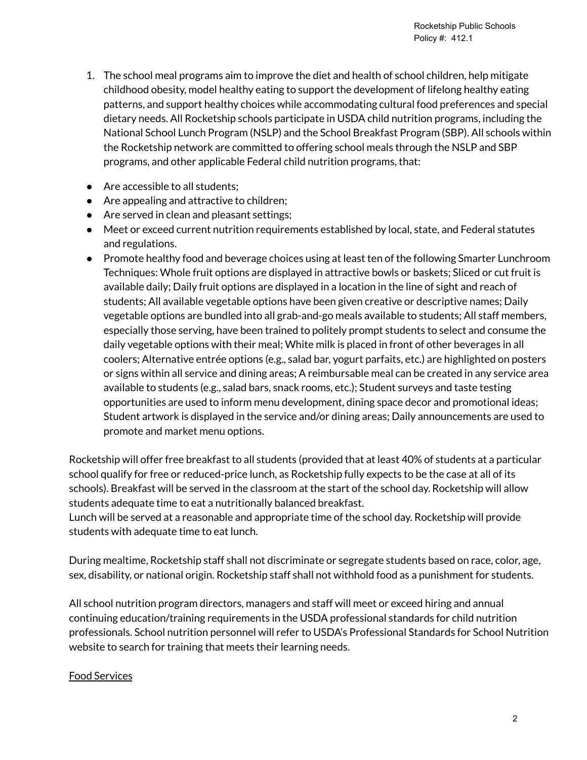1. The school meal programs aim to improve the diet and health of school children, help mitigate childhood obesity, model healthy eating to support the development of lifelong healthy eating patterns, and support healthy choices while accommodating cultural food preferences and special dietary needs. All Rocketship schools participate in USDA child nutrition programs, including the National School Lunch Program (NSLP) and the School Breakfast Program (SBP). All schools within the Rocketship network are committed to offering school meals through the NSLP and SBP programs, and other applicable Federal child nutrition programs, that:

- Are accessible to all students;
- Are appealing and attractive to children;
- Are served in clean and pleasant settings;
- Meet or exceed current nutrition requirements established by local, state, and Federal statutes and regulations.
- Promote healthy food and beverage choices using at least ten of the following Smarter Lunchroom Techniques: Whole fruit options are displayed in attractive bowls or baskets; Sliced or cut fruit is available daily; Daily fruit options are displayed in a location in the line of sight and reach of students; All available vegetable options have been given creative or descriptive names; Daily vegetable options are bundled into all grab-and-go meals available to students; All staff members, especially those serving, have been trained to politely prompt students to select and consume the daily vegetable options with their meal; White milk is placed in front of other beverages in all coolers; Alternative entrée options (e.g., salad bar, yogurt parfaits, etc.) are highlighted on posters or signs within all service and dining areas; A reimbursable meal can be created in any service area available to students (e.g., salad bars, snack rooms, etc.); Student surveys and taste testing opportunities are used to inform menu development, dining space decor and promotional ideas; Student artwork is displayed in the service and/or dining areas; Daily announcements are used to promote and market menu options.

Rocketship will offer free breakfast to all students (provided that at least 40% of students at a particular school qualify for free or reduced-price lunch, as Rocketship fully expects to be the case at all of its schools). Breakfast will be served in the classroom at the start of the school day. Rocketship will allow students adequate time to eat a nutritionally balanced breakfast.
Lunch will be served at a reasonable and appropriate time of the school day. Rocketship will provide students with adequate time to eat lunch.

During mealtime, Rocketship staff shall not discriminate or segregate students based on race, color, age, sex, disability, or national origin. Rocketship staff shall not withhold food as a punishment for students.

All school nutrition program directors, managers and staff will meet or exceed hiring and annual continuing education/training requirements in the USDA professional standards for child nutrition professionals. School nutrition personnel will refer to USDA's Professional Standards for School Nutrition website to search for training that meets their learning needs.

<u>Food Services</u>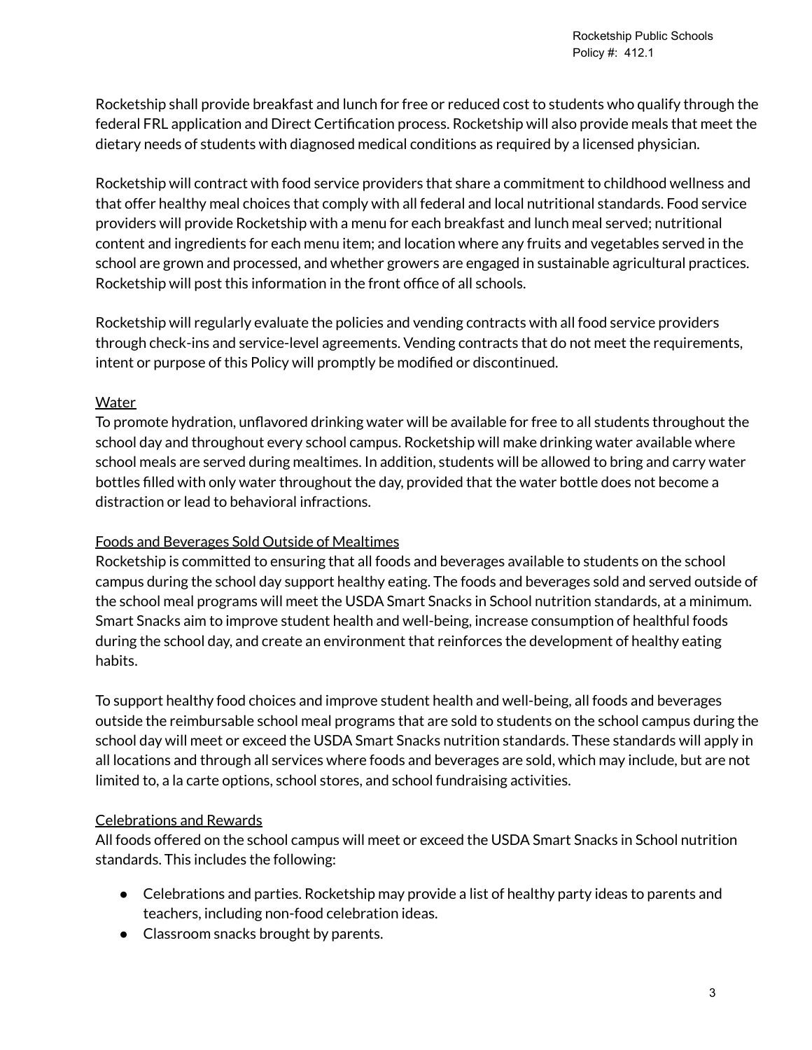Rocketship shall provide breakfast and lunch for free or reduced cost to students who qualify through the federal FRL application and Direct Certification process. Rocketship will also provide meals that meet the dietary needs of students with diagnosed medical conditions as required by a licensed physician.

Rocketship will contract with food service providers that share a commitment to childhood wellness and that offer healthy meal choices that comply with all federal and local nutritional standards. Food service providers will provide Rocketship with a menu for each breakfast and lunch meal served; nutritional content and ingredients for each menu item; and location where any fruits and vegetables served in the school are grown and processed, and whether growers are engaged in sustainable agricultural practices. Rocketship will post this information in the front office of all schools.

Rocketship will regularly evaluate the policies and vending contracts with all food service providers through check-ins and service-level agreements. Vending contracts that do not meet the requirements, intent or purpose of this Policy will promptly be modified or discontinued.

### Water

To promote hydration, unflavored drinking water will be available for free to all students throughout the school day and throughout every school campus. Rocketship will make drinking water available where school meals are served during mealtimes. In addition, students will be allowed to bring and carry water bottles filled with only water throughout the day, provided that the water bottle does not become a distraction or lead to behavioral infractions.

### Foods and Beverages Sold Outside of Mealtimes

Rocketship is committed to ensuring that all foods and beverages available to students on the school campus during the school day support healthy eating. The foods and beverages sold and served outside of the school meal programs will meet the USDA Smart Snacks in School nutrition standards, at a minimum. Smart Snacks aim to improve student health and well-being, increase consumption of healthful foods during the school day, and create an environment that reinforces the development of healthy eating habits.

To support healthy food choices and improve student health and well-being, all foods and beverages outside the reimbursable school meal programs that are sold to students on the school campus during the school day will meet or exceed the USDA Smart Snacks nutrition standards. These standards will apply in all locations and through all services where foods and beverages are sold, which may include, but are not limited to, a la carte options, school stores, and school fundraising activities.

### Celebrations and Rewards

All foods offered on the school campus will meet or exceed the USDA Smart Snacks in School nutrition standards. This includes the following:

- Celebrations and parties. Rocketship may provide a list of healthy party ideas to parents and teachers, including non-food celebration ideas.
- Classroom snacks brought by parents.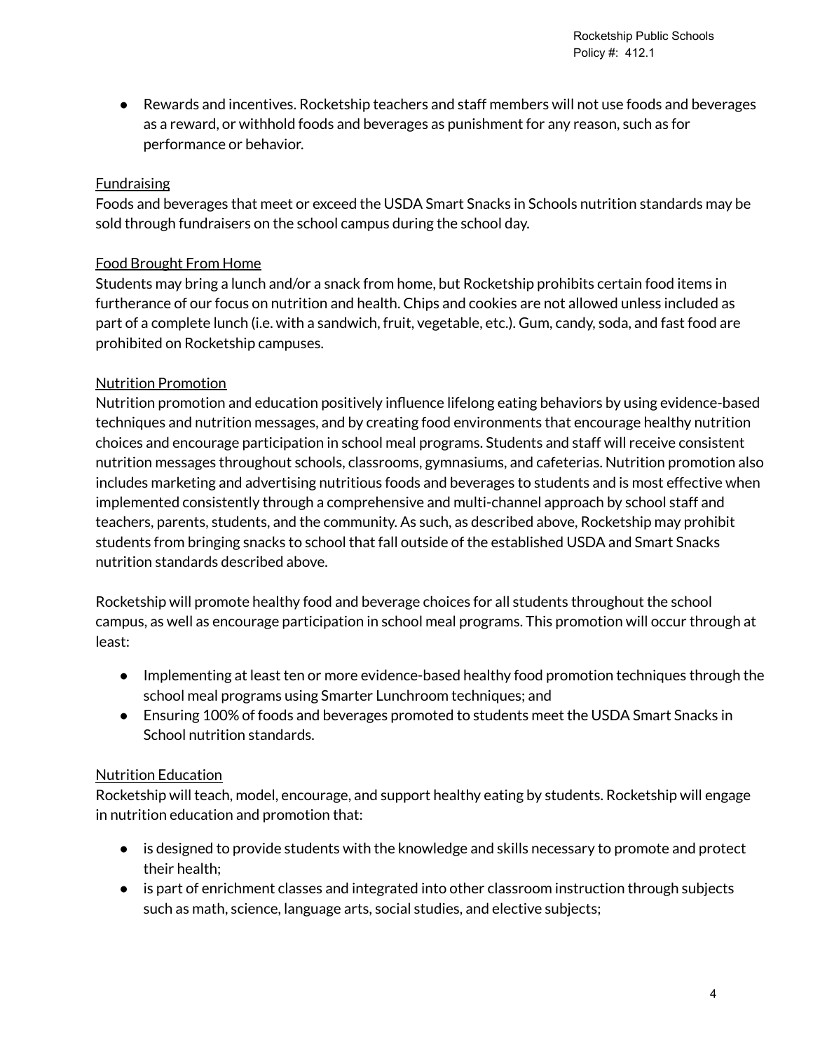- Rewards and incentives. Rocketship teachers and staff members will not use foods and beverages as a reward, or withhold foods and beverages as punishment for any reason, such as for performance or behavior.

Fundraising

Foods and beverages that meet or exceed the USDA Smart Snacks in Schools nutrition standards may be sold through fundraisers on the school campus during the school day.

Food Brought From Home

Students may bring a lunch and/or a snack from home, but Rocketship prohibits certain food items in furtherance of our focus on nutrition and health. Chips and cookies are not allowed unless included as part of a complete lunch (i.e. with a sandwich, fruit, vegetable, etc.). Gum, candy, soda, and fast food are prohibited on Rocketship campuses.

Nutrition Promotion

Nutrition promotion and education positively influence lifelong eating behaviors by using evidence-based techniques and nutrition messages, and by creating food environments that encourage healthy nutrition choices and encourage participation in school meal programs. Students and staff will receive consistent nutrition messages throughout schools, classrooms, gymnasiums, and cafeterias. Nutrition promotion also includes marketing and advertising nutritious foods and beverages to students and is most effective when implemented consistently through a comprehensive and multi-channel approach by school staff and teachers, parents, students, and the community. As such, as described above, Rocketship may prohibit students from bringing snacks to school that fall outside of the established USDA and Smart Snacks nutrition standards described above.

Rocketship will promote healthy food and beverage choices for all students throughout the school campus, as well as encourage participation in school meal programs. This promotion will occur through at least:

- Implementing at least ten or more evidence-based healthy food promotion techniques through the school meal programs using Smarter Lunchroom techniques; and
- Ensuring 100% of foods and beverages promoted to students meet the USDA Smart Snacks in School nutrition standards.

Nutrition Education

Rocketship will teach, model, encourage, and support healthy eating by students. Rocketship will engage in nutrition education and promotion that:

- is designed to provide students with the knowledge and skills necessary to promote and protect their health;
- is part of enrichment classes and integrated into other classroom instruction through subjects such as math, science, language arts, social studies, and elective subjects;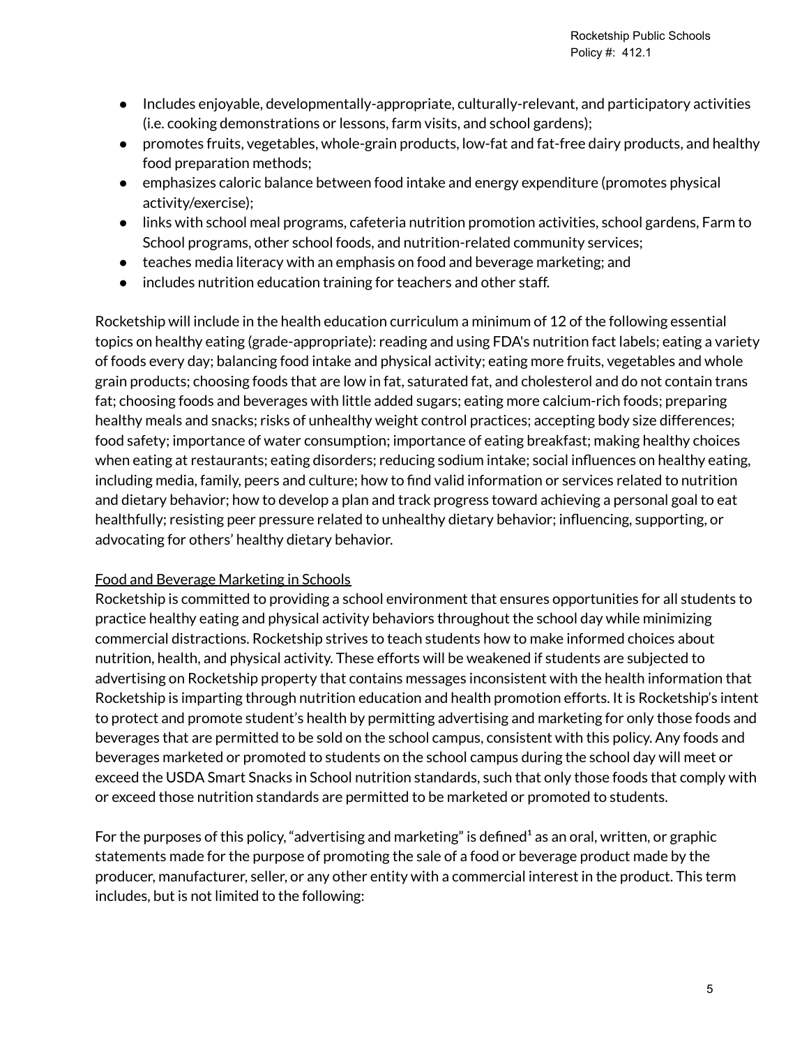- Includes enjoyable, developmentally-appropriate, culturally-relevant, and participatory activities (i.e. cooking demonstrations or lessons, farm visits, and school gardens);
- promotes fruits, vegetables, whole-grain products, low-fat and fat-free dairy products, and healthy food preparation methods;
- emphasizes caloric balance between food intake and energy expenditure (promotes physical activity/exercise);
- links with school meal programs, cafeteria nutrition promotion activities, school gardens, Farm to School programs, other school foods, and nutrition-related community services;
- teaches media literacy with an emphasis on food and beverage marketing; and
- includes nutrition education training for teachers and other staff.

Rocketship will include in the health education curriculum a minimum of 12 of the following essential topics on healthy eating (grade-appropriate): reading and using FDA's nutrition fact labels; eating a variety of foods every day; balancing food intake and physical activity; eating more fruits, vegetables and whole grain products; choosing foods that are low in fat, saturated fat, and cholesterol and do not contain trans fat; choosing foods and beverages with little added sugars; eating more calcium-rich foods; preparing healthy meals and snacks; risks of unhealthy weight control practices; accepting body size differences; food safety; importance of water consumption; importance of eating breakfast; making healthy choices when eating at restaurants; eating disorders; reducing sodium intake; social influences on healthy eating, including media, family, peers and culture; how to find valid information or services related to nutrition and dietary behavior; how to develop a plan and track progress toward achieving a personal goal to eat healthfully; resisting peer pressure related to unhealthy dietary behavior; influencing, supporting, or advocating for others' healthy dietary behavior.

<u>Food and Beverage Marketing in Schools</u>

Rocketship is committed to providing a school environment that ensures opportunities for all students to practice healthy eating and physical activity behaviors throughout the school day while minimizing commercial distractions. Rocketship strives to teach students how to make informed choices about nutrition, health, and physical activity. These efforts will be weakened if students are subjected to advertising on Rocketship property that contains messages inconsistent with the health information that Rocketship is imparting through nutrition education and health promotion efforts. It is Rocketship's intent to protect and promote student's health by permitting advertising and marketing for only those foods and beverages that are permitted to be sold on the school campus, consistent with this policy. Any foods and beverages marketed or promoted to students on the school campus during the school day will meet or exceed the USDA Smart Snacks in School nutrition standards, such that only those foods that comply with or exceed those nutrition standards are permitted to be marketed or promoted to students.

For the purposes of this policy, "advertising and marketing" is defined[1] as an oral, written, or graphic statements made for the purpose of promoting the sale of a food or beverage product made by the producer, manufacturer, seller, or any other entity with a commercial interest in the product. This term includes, but is not limited to the following: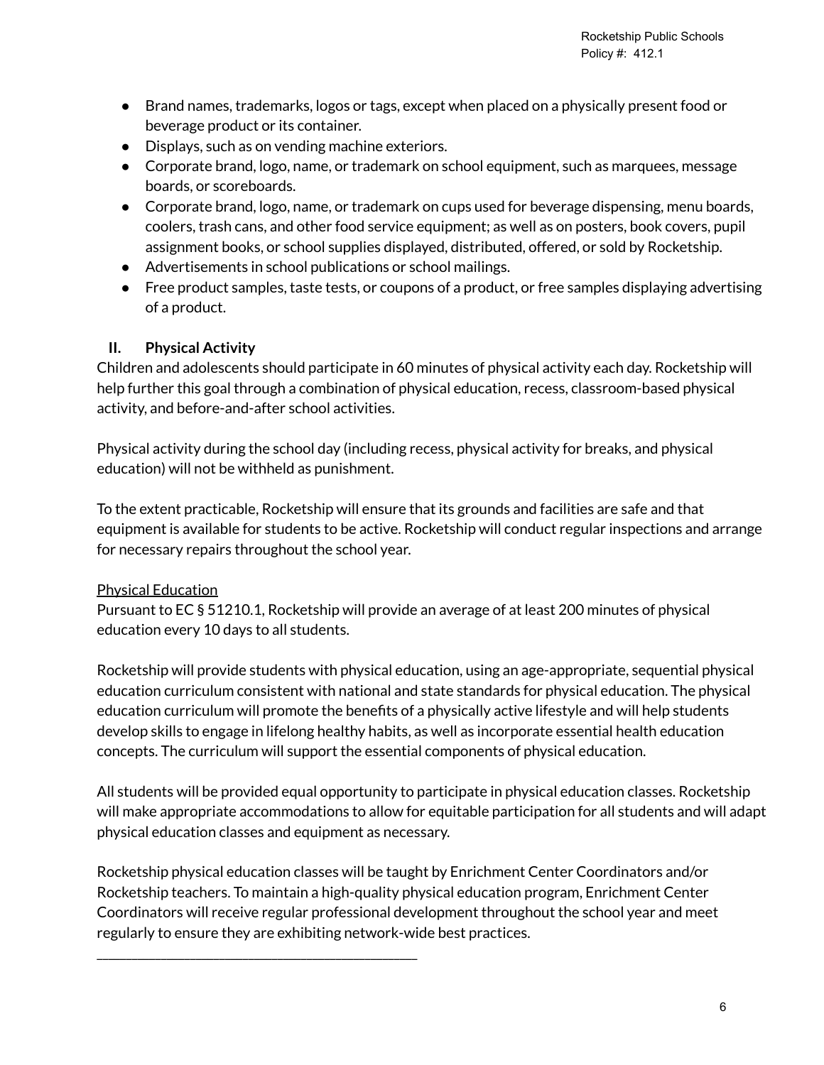- Brand names, trademarks, logos or tags, except when placed on a physically present food or beverage product or its container.
- Displays, such as on vending machine exteriors.
- Corporate brand, logo, name, or trademark on school equipment, such as marquees, message boards, or scoreboards.
- Corporate brand, logo, name, or trademark on cups used for beverage dispensing, menu boards, coolers, trash cans, and other food service equipment; as well as on posters, book covers, pupil assignment books, or school supplies displayed, distributed, offered, or sold by Rocketship.
- Advertisements in school publications or school mailings.
- Free product samples, taste tests, or coupons of a product, or free samples displaying advertising of a product.

## II. Physical Activity

Children and adolescents should participate in 60 minutes of physical activity each day. Rocketship will help further this goal through a combination of physical education, recess, classroom-based physical activity, and before-and-after school activities.

Physical activity during the school day (including recess, physical activity for breaks, and physical education) will not be withheld as punishment.

To the extent practicable, Rocketship will ensure that its grounds and facilities are safe and that equipment is available for students to be active. Rocketship will conduct regular inspections and arrange for necessary repairs throughout the school year.

<u>Physical Education</u>

Pursuant to EC § 51210.1, Rocketship will provide an average of at least 200 minutes of physical education every 10 days to all students.

Rocketship will provide students with physical education, using an age-appropriate, sequential physical education curriculum consistent with national and state standards for physical education. The physical education curriculum will promote the benefits of a physically active lifestyle and will help students develop skills to engage in lifelong healthy habits, as well as incorporate essential health education concepts. The curriculum will support the essential components of physical education.

All students will be provided equal opportunity to participate in physical education classes. Rocketship will make appropriate accommodations to allow for equitable participation for all students and will adapt physical education classes and equipment as necessary.

Rocketship physical education classes will be taught by Enrichment Center Coordinators and/or Rocketship teachers. To maintain a high-quality physical education program, Enrichment Center Coordinators will receive regular professional development throughout the school year and meet regularly to ensure they are exhibiting network-wide best practices.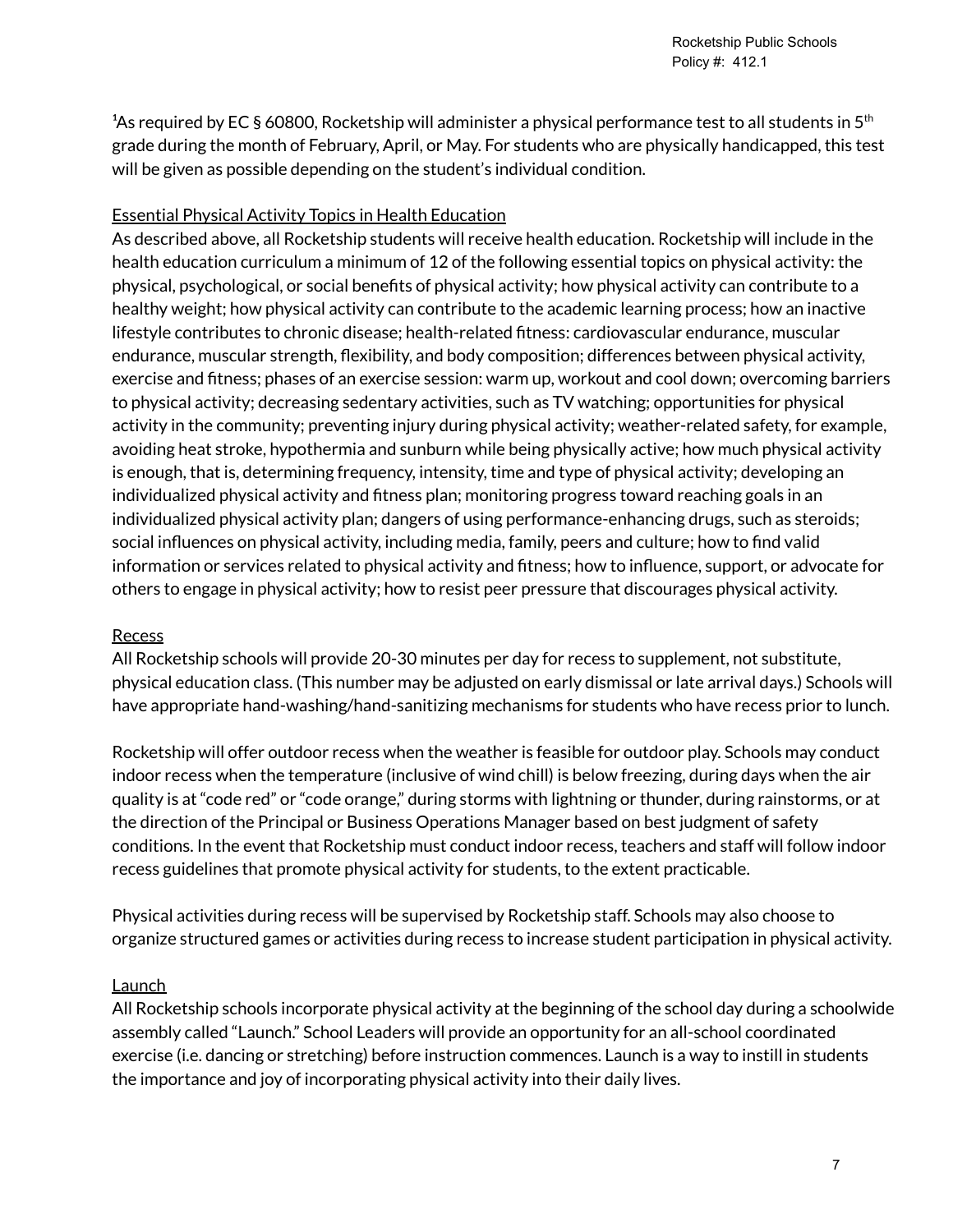[1]As required by EC § 60800, Rocketship will administer a physical performance test to all students in 5th grade during the month of February, April, or May. For students who are physically handicapped, this test will be given as possible depending on the student's individual condition.

<u>Essential Physical Activity Topics in Health Education</u>

As described above, all Rocketship students will receive health education. Rocketship will include in the health education curriculum a minimum of 12 of the following essential topics on physical activity: the physical, psychological, or social benefits of physical activity; how physical activity can contribute to a healthy weight; how physical activity can contribute to the academic learning process; how an inactive lifestyle contributes to chronic disease; health-related fitness: cardiovascular endurance, muscular endurance, muscular strength, flexibility, and body composition; differences between physical activity, exercise and fitness; phases of an exercise session: warm up, workout and cool down; overcoming barriers to physical activity; decreasing sedentary activities, such as TV watching; opportunities for physical activity in the community; preventing injury during physical activity; weather-related safety, for example, avoiding heat stroke, hypothermia and sunburn while being physically active; how much physical activity is enough, that is, determining frequency, intensity, time and type of physical activity; developing an individualized physical activity and fitness plan; monitoring progress toward reaching goals in an individualized physical activity plan; dangers of using performance-enhancing drugs, such as steroids; social influences on physical activity, including media, family, peers and culture; how to find valid information or services related to physical activity and fitness; how to influence, support, or advocate for others to engage in physical activity; how to resist peer pressure that discourages physical activity.

<u>Recess</u>

All Rocketship schools will provide 20-30 minutes per day for recess to supplement, not substitute, physical education class. (This number may be adjusted on early dismissal or late arrival days.) Schools will have appropriate hand-washing/hand-sanitizing mechanisms for students who have recess prior to lunch.

Rocketship will offer outdoor recess when the weather is feasible for outdoor play. Schools may conduct indoor recess when the temperature (inclusive of wind chill) is below freezing, during days when the air quality is at "code red" or "code orange," during storms with lightning or thunder, during rainstorms, or at the direction of the Principal or Business Operations Manager based on best judgment of safety conditions. In the event that Rocketship must conduct indoor recess, teachers and staff will follow indoor recess guidelines that promote physical activity for students, to the extent practicable.

Physical activities during recess will be supervised by Rocketship staff. Schools may also choose to organize structured games or activities during recess to increase student participation in physical activity.

<u>Launch</u>

All Rocketship schools incorporate physical activity at the beginning of the school day during a schoolwide assembly called "Launch." School Leaders will provide an opportunity for an all-school coordinated exercise (i.e. dancing or stretching) before instruction commences. Launch is a way to instill in students the importance and joy of incorporating physical activity into their daily lives.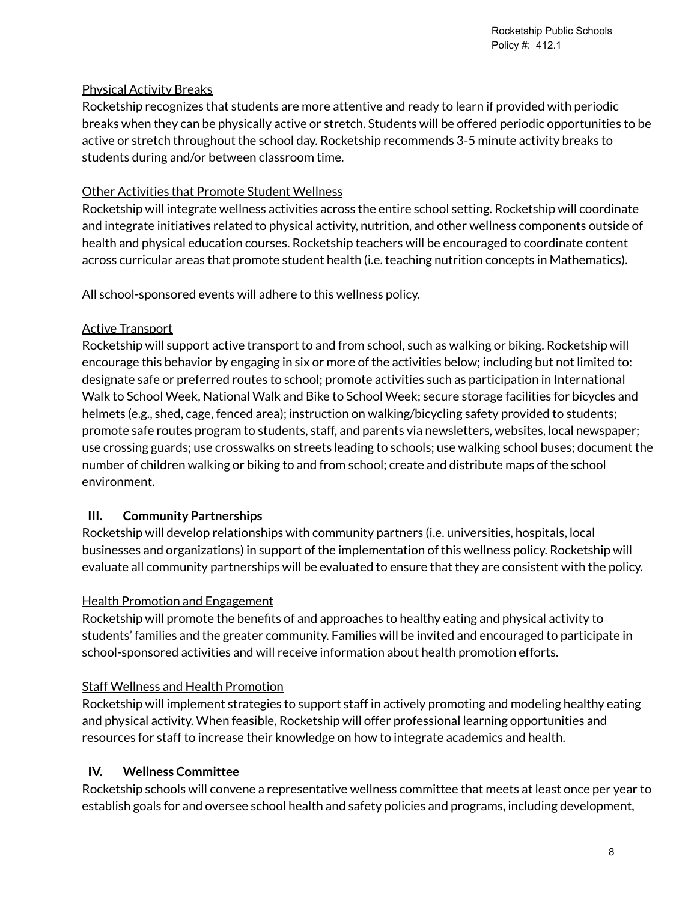Physical Activity Breaks

Rocketship recognizes that students are more attentive and ready to learn if provided with periodic breaks when they can be physically active or stretch. Students will be offered periodic opportunities to be active or stretch throughout the school day. Rocketship recommends 3-5 minute activity breaks to students during and/or between classroom time.

Other Activities that Promote Student Wellness

Rocketship will integrate wellness activities across the entire school setting. Rocketship will coordinate and integrate initiatives related to physical activity, nutrition, and other wellness components outside of health and physical education courses. Rocketship teachers will be encouraged to coordinate content across curricular areas that promote student health (i.e. teaching nutrition concepts in Mathematics).

All school-sponsored events will adhere to this wellness policy.

Active Transport

Rocketship will support active transport to and from school, such as walking or biking. Rocketship will encourage this behavior by engaging in six or more of the activities below; including but not limited to: designate safe or preferred routes to school; promote activities such as participation in International Walk to School Week, National Walk and Bike to School Week; secure storage facilities for bicycles and helmets (e.g., shed, cage, fenced area); instruction on walking/bicycling safety provided to students; promote safe routes program to students, staff, and parents via newsletters, websites, local newspaper; use crossing guards; use crosswalks on streets leading to schools; use walking school buses; document the number of children walking or biking to and from school; create and distribute maps of the school environment.

## III. Community Partnerships

Rocketship will develop relationships with community partners (i.e. universities, hospitals, local businesses and organizations) in support of the implementation of this wellness policy. Rocketship will evaluate all community partnerships will be evaluated to ensure that they are consistent with the policy.

Health Promotion and Engagement

Rocketship will promote the benefits of and approaches to healthy eating and physical activity to students' families and the greater community. Families will be invited and encouraged to participate in school-sponsored activities and will receive information about health promotion efforts.

Staff Wellness and Health Promotion

Rocketship will implement strategies to support staff in actively promoting and modeling healthy eating and physical activity. When feasible, Rocketship will offer professional learning opportunities and resources for staff to increase their knowledge on how to integrate academics and health.

## IV. Wellness Committee

Rocketship schools will convene a representative wellness committee that meets at least once per year to establish goals for and oversee school health and safety policies and programs, including development,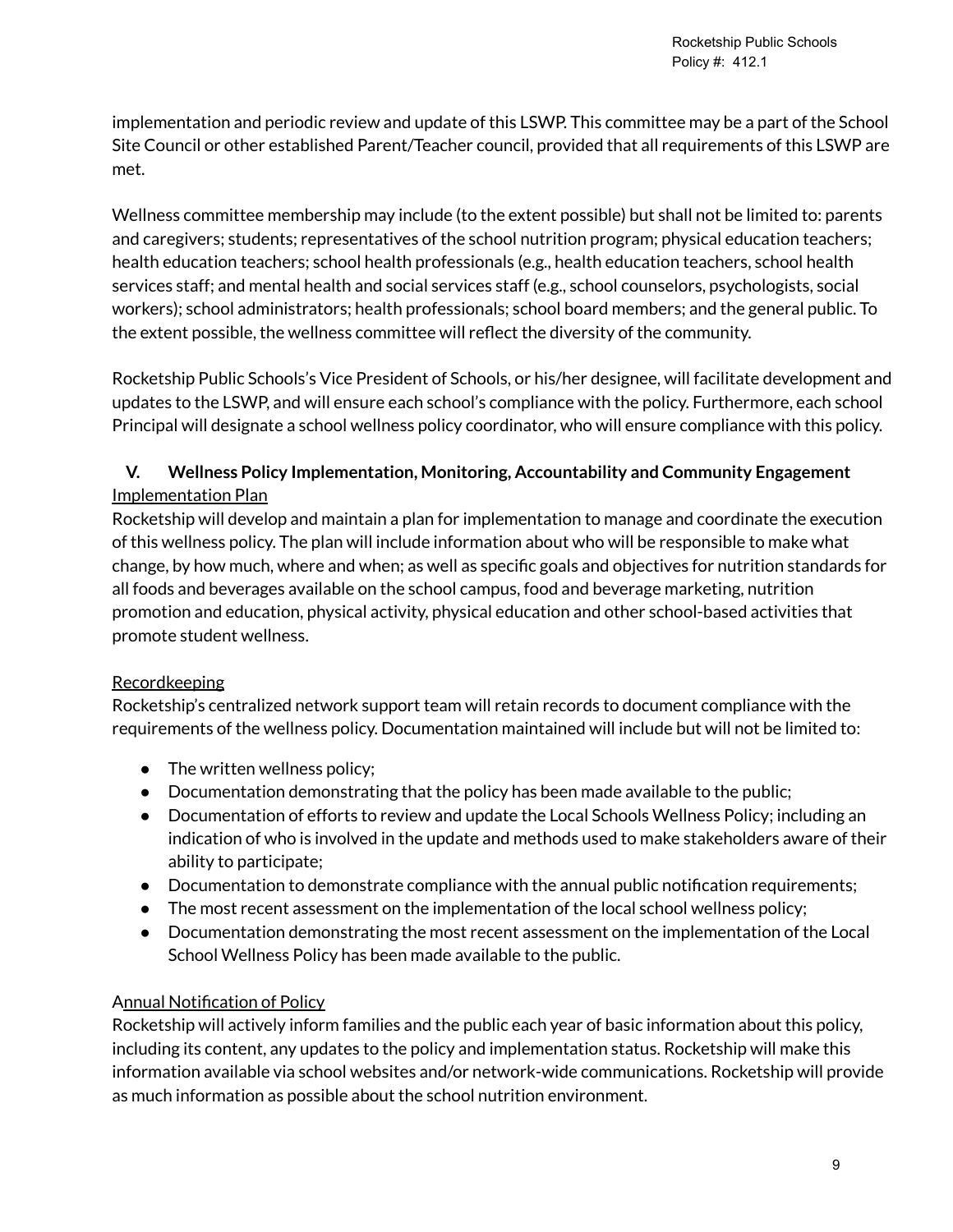implementation and periodic review and update of this LSWP. This committee may be a part of the School Site Council or other established Parent/Teacher council, provided that all requirements of this LSWP are met.

Wellness committee membership may include (to the extent possible) but shall not be limited to: parents and caregivers; students; representatives of the school nutrition program; physical education teachers; health education teachers; school health professionals (e.g., health education teachers, school health services staff; and mental health and social services staff (e.g., school counselors, psychologists, social workers); school administrators; health professionals; school board members; and the general public. To the extent possible, the wellness committee will reflect the diversity of the community.

Rocketship Public Schools's Vice President of Schools, or his/her designee, will facilitate development and updates to the LSWP, and will ensure each school's compliance with the policy. Furthermore, each school Principal will designate a school wellness policy coordinator, who will ensure compliance with this policy.

## V. Wellness Policy Implementation, Monitoring, Accountability and Community Engagement

Implementation Plan

Rocketship will develop and maintain a plan for implementation to manage and coordinate the execution of this wellness policy. The plan will include information about who will be responsible to make what change, by how much, where and when; as well as specific goals and objectives for nutrition standards for all foods and beverages available on the school campus, food and beverage marketing, nutrition promotion and education, physical activity, physical education and other school-based activities that promote student wellness.

Recordkeeping

Rocketship's centralized network support team will retain records to document compliance with the requirements of the wellness policy. Documentation maintained will include but will not be limited to:

- The written wellness policy;
- Documentation demonstrating that the policy has been made available to the public;
- Documentation of efforts to review and update the Local Schools Wellness Policy; including an indication of who is involved in the update and methods used to make stakeholders aware of their ability to participate;
- Documentation to demonstrate compliance with the annual public notification requirements;
- The most recent assessment on the implementation of the local school wellness policy;
- Documentation demonstrating the most recent assessment on the implementation of the Local School Wellness Policy has been made available to the public.

Annual Notification of Policy

Rocketship will actively inform families and the public each year of basic information about this policy, including its content, any updates to the policy and implementation status. Rocketship will make this information available via school websites and/or network-wide communications. Rocketship will provide as much information as possible about the school nutrition environment.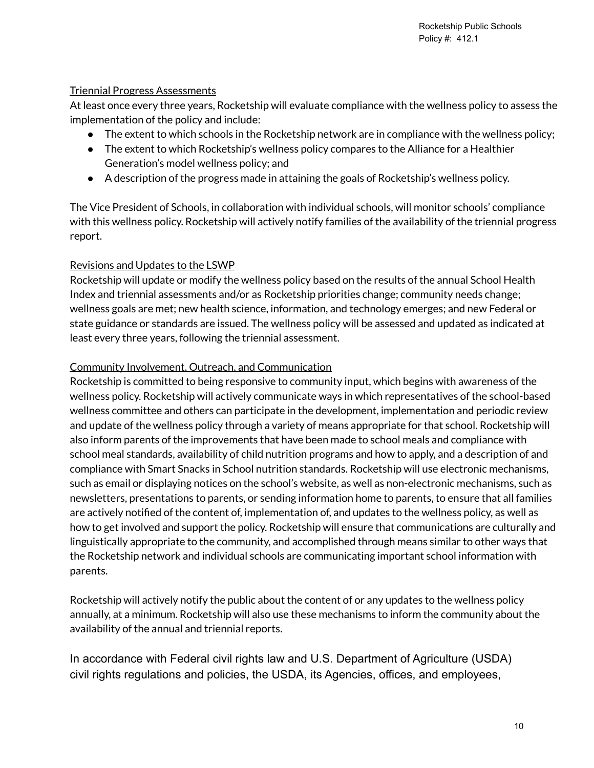Triennial Progress Assessments

At least once every three years, Rocketship will evaluate compliance with the wellness policy to assess the implementation of the policy and include:

- The extent to which schools in the Rocketship network are in compliance with the wellness policy;
- The extent to which Rocketship's wellness policy compares to the Alliance for a Healthier Generation's model wellness policy; and
- A description of the progress made in attaining the goals of Rocketship's wellness policy.

The Vice President of Schools, in collaboration with individual schools, will monitor schools' compliance with this wellness policy. Rocketship will actively notify families of the availability of the triennial progress report.

Revisions and Updates to the LSWP

Rocketship will update or modify the wellness policy based on the results of the annual School Health Index and triennial assessments and/or as Rocketship priorities change; community needs change; wellness goals are met; new health science, information, and technology emerges; and new Federal or state guidance or standards are issued. The wellness policy will be assessed and updated as indicated at least every three years, following the triennial assessment.

Community Involvement, Outreach, and Communication

Rocketship is committed to being responsive to community input, which begins with awareness of the wellness policy. Rocketship will actively communicate ways in which representatives of the school-based wellness committee and others can participate in the development, implementation and periodic review and update of the wellness policy through a variety of means appropriate for that school. Rocketship will also inform parents of the improvements that have been made to school meals and compliance with school meal standards, availability of child nutrition programs and how to apply, and a description of and compliance with Smart Snacks in School nutrition standards. Rocketship will use electronic mechanisms, such as email or displaying notices on the school's website, as well as non-electronic mechanisms, such as newsletters, presentations to parents, or sending information home to parents, to ensure that all families are actively notified of the content of, implementation of, and updates to the wellness policy, as well as how to get involved and support the policy. Rocketship will ensure that communications are culturally and linguistically appropriate to the community, and accomplished through means similar to other ways that the Rocketship network and individual schools are communicating important school information with parents.

Rocketship will actively notify the public about the content of or any updates to the wellness policy annually, at a minimum. Rocketship will also use these mechanisms to inform the community about the availability of the annual and triennial reports.

In accordance with Federal civil rights law and U.S. Department of Agriculture (USDA) civil rights regulations and policies, the USDA, its Agencies, offices, and employees,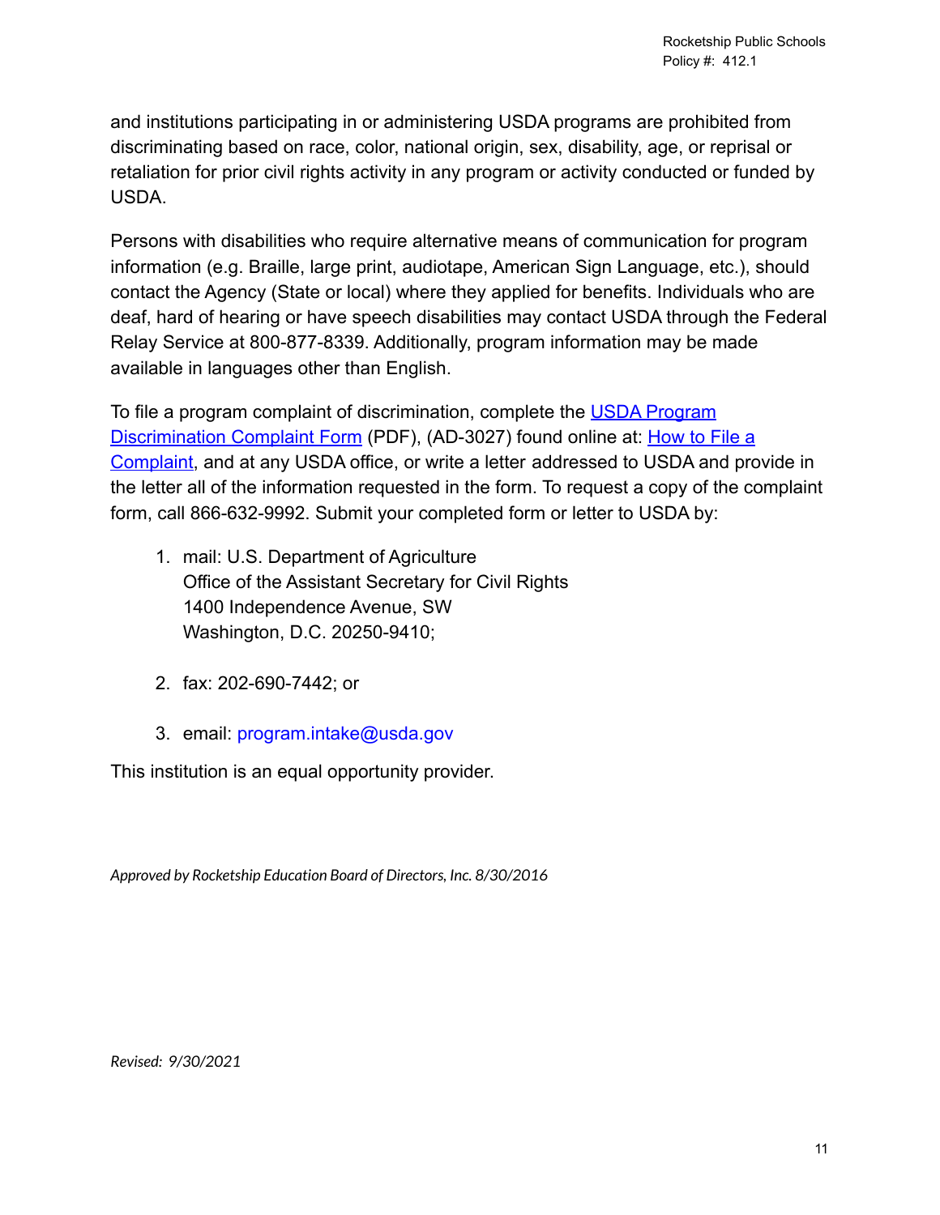and institutions participating in or administering USDA programs are prohibited from discriminating based on race, color, national origin, sex, disability, age, or reprisal or retaliation for prior civil rights activity in any program or activity conducted or funded by USDA.

Persons with disabilities who require alternative means of communication for program information (e.g. Braille, large print, audiotape, American Sign Language, etc.), should contact the Agency (State or local) where they applied for benefits. Individuals who are deaf, hard of hearing or have speech disabilities may contact USDA through the Federal Relay Service at 800-877-8339. Additionally, program information may be made available in languages other than English.

To file a program complaint of discrimination, complete the USDA Program Discrimination Complaint Form (PDF), (AD-3027) found online at: How to File a Complaint, and at any USDA office, or write a letter addressed to USDA and provide in the letter all of the information requested in the form. To request a copy of the complaint form, call 866-632-9992. Submit your completed form or letter to USDA by:

1. mail: U.S. Department of Agriculture
   Office of the Assistant Secretary for Civil Rights
   1400 Independence Avenue, SW
   Washington, D.C. 20250-9410;
2. fax: 202-690-7442; or
3. email: program.intake@usda.gov

This institution is an equal opportunity provider.

*Approved by Rocketship Education Board of Directors, Inc. 8/30/2016*

*Revised: 9/30/2021*